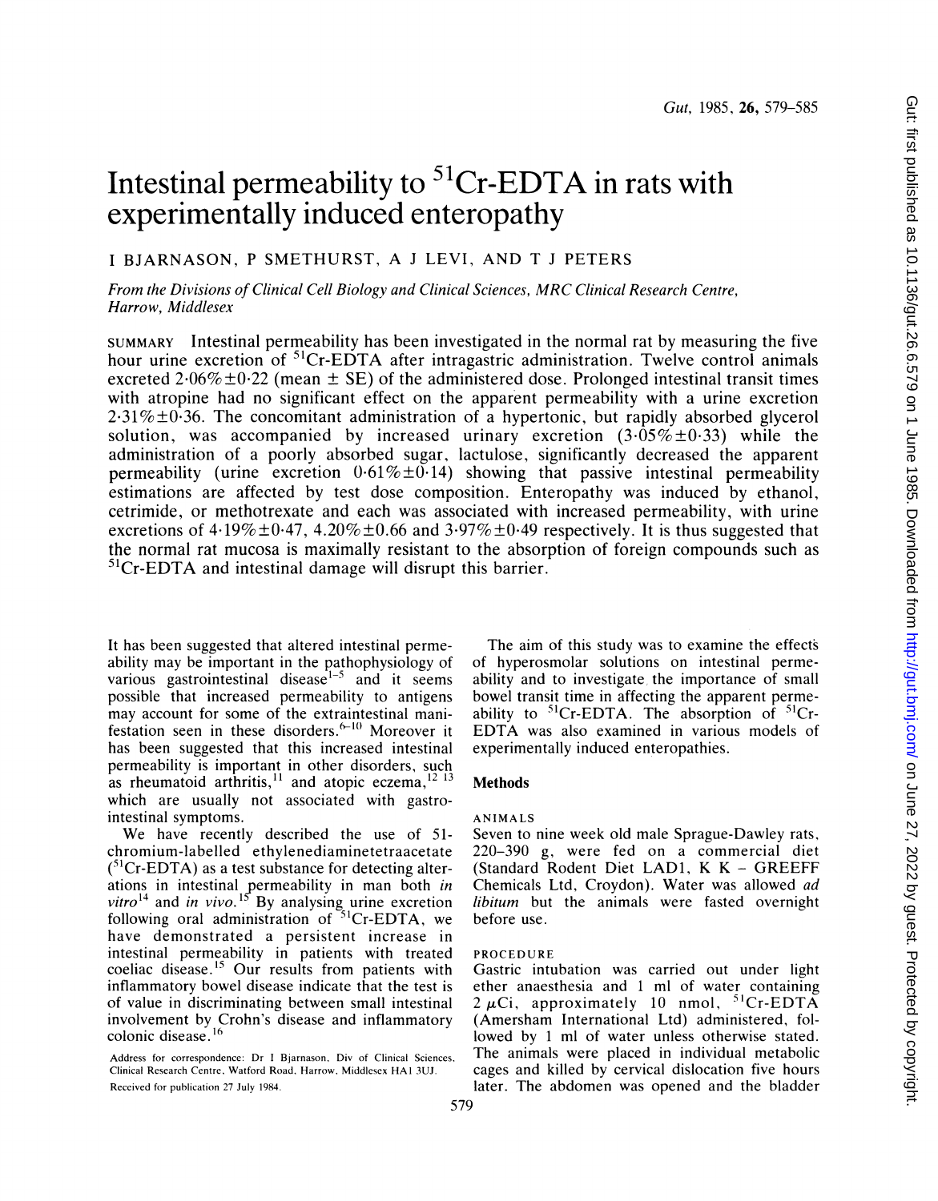# Intestinal permeability to $^{51}$Cr-EDTA in rats with experimentally induced enteropathy

I BJARNASON, P SMETHURST, A J LEVI, AND T J PETERS

*From the Divisions of Clinical Cell Biology and Clinical Sciences, MRC Clinical Research Centre, Harrow, Middlesex*

SUMMARY Intestinal permeability has been investigated in the normal rat by measuring the five hour urine excretion of $^{51}$Cr-EDTA after intragastric administration. Twelve control animals excreted 2·06%±0·22 (mean ± SE) of the administered dose. Prolonged intestinal transit times with atropine had no significant effect on the apparent permeability with a urine excretion 2·31%±0·36. The concomitant administration of a hypertonic, but rapidly absorbed glycerol solution, was accompanied by increased urinary excretion (3·05%±0·33) while the administration of a poorly absorbed sugar, lactulose, significantly decreased the apparent permeability (urine excretion 0·61%±0·14) showing that passive intestinal permeability estimations are affected by test dose composition. Enteropathy was induced by ethanol, cetrimide, or methotrexate and each was associated with increased permeability, with urine excretions of 4·19%±0·47, 4.20%±0.66 and 3·97%±0·49 respectively. It is thus suggested that the normal rat mucosa is maximally resistant to the absorption of foreign compounds such as $^{51}$Cr-EDTA and intestinal damage will disrupt this barrier.

It has been suggested that altered intestinal permeability may be important in the pathophysiology of various gastrointestinal disease[1–5] and it seems possible that increased permeability to antigens may account for some of the extraintestinal manifestation seen in these disorders.[6–10] Moreover it has been suggested that this increased intestinal permeability is important in other disorders, such as rheumatoid arthritis,[11] and atopic eczema,[12 13] which are usually not associated with gastrointestinal symptoms.

We have recently described the use of 51-chromium-labelled ethylenediaminetetraacetate ($^{51}$Cr-EDTA) as a test substance for detecting alterations in intestinal permeability in man both *in vitro*[14] and *in vivo*.[15] By analysing urine excretion following oral administration of $^{51}$Cr-EDTA, we have demonstrated a persistent increase in intestinal permeability in patients with treated coeliac disease.[15] Our results from patients with inflammatory bowel disease indicate that the test is of value in discriminating between small intestinal involvement by Crohn's disease and inflammatory colonic disease.[16]

Address for correspondence: Dr I Bjarnason, Div of Clinical Sciences, Clinical Research Centre, Watford Road, Harrow, Middlesex HA1 3UJ.

Received for publication 27 July 1984.

The aim of this study was to examine the effects of hyperosmolar solutions on intestinal permeability and to investigate the importance of small bowel transit time in affecting the apparent permeability to $^{51}$Cr-EDTA. The absorption of $^{51}$Cr-EDTA was also examined in various models of experimentally induced enteropathies.

## Methods

### ANIMALS

Seven to nine week old male Sprague-Dawley rats, 220–390 g, were fed on a commercial diet (Standard Rodent Diet LAD1, K K – GREEFF Chemicals Ltd, Croydon). Water was allowed *ad libitum* but the animals were fasted overnight before use.

### PROCEDURE

Gastric intubation was carried out under light ether anaesthesia and 1 ml of water containing 2 $\mu$Ci, approximately 10 nmol, $^{51}$Cr-EDTA (Amersham International Ltd) administered, followed by 1 ml of water unless otherwise stated. The animals were placed in individual metabolic cages and killed by cervical dislocation five hours later. The abdomen was opened and the bladder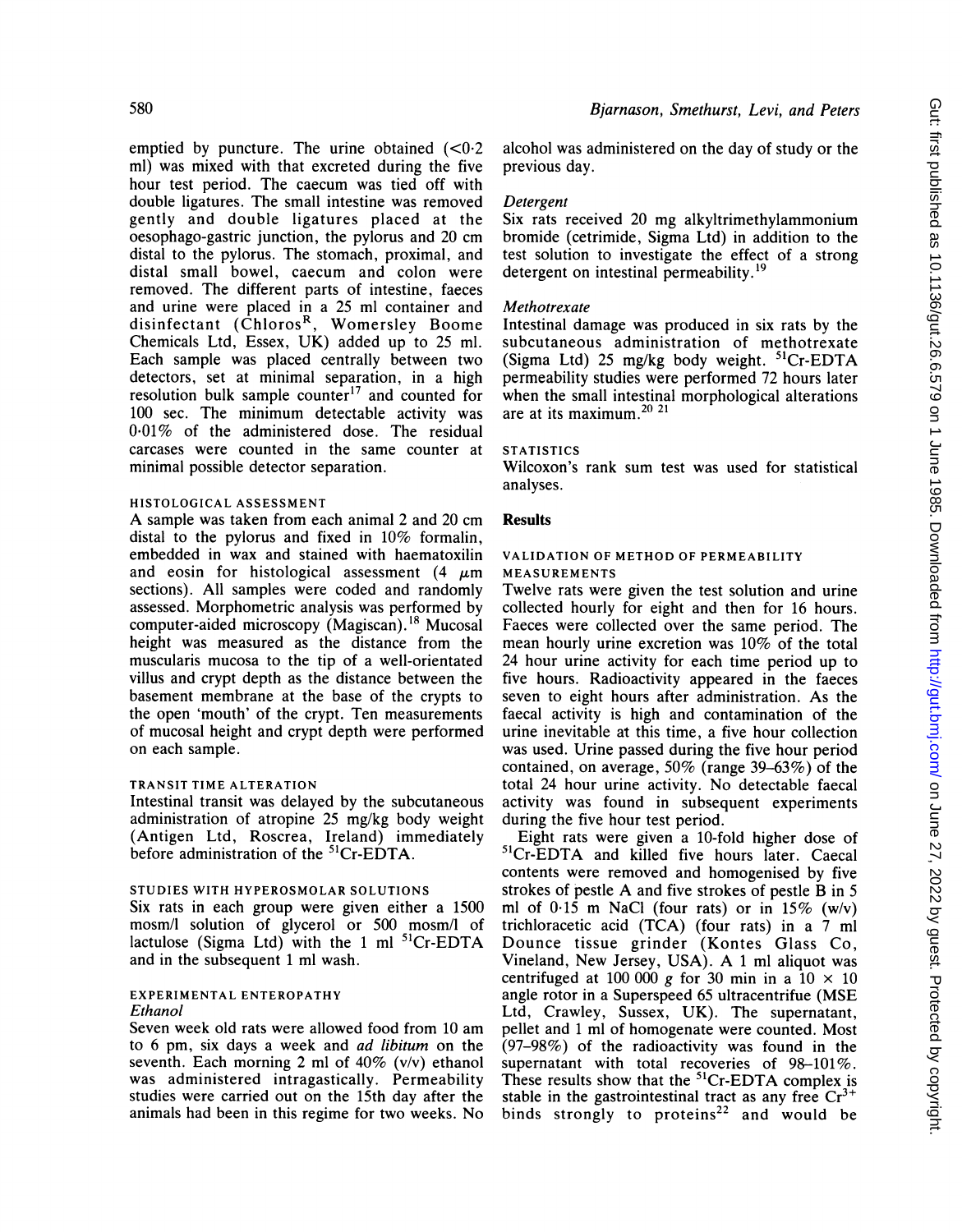emptied by puncture. The urine obtained (<0·2 ml) was mixed with that excreted during the five hour test period. The caecum was tied off with double ligatures. The small intestine was removed gently and double ligatures placed at the oesophago-gastric junction, the pylorus and 20 cm distal to the pylorus. The stomach, proximal, and distal small bowel, caecum and colon were removed. The different parts of intestine, faeces and urine were placed in a 25 ml container and disinfectant (Chloros^R, Womersley Boome Chemicals Ltd, Essex, UK) added up to 25 ml. Each sample was placed centrally between two detectors, set at minimal separation, in a high resolution bulk sample counter[17] and counted for 100 sec. The minimum detectable activity was 0·01% of the administered dose. The residual carcases were counted in the same counter at minimal possible detector separation.

### HISTOLOGICAL ASSESSMENT

A sample was taken from each animal 2 and 20 cm distal to the pylorus and fixed in 10% formalin, embedded in wax and stained with haematoxilin and eosin for histological assessment (4 $\mu$m sections). All samples were coded and randomly assessed. Morphometric analysis was performed by computer-aided microscopy (Magiscan).[18] Mucosal height was measured as the distance from the muscularis mucosa to the tip of a well-orientated villus and crypt depth as the distance between the basement membrane at the base of the crypts to the open 'mouth' of the crypt. Ten measurements of mucosal height and crypt depth were performed on each sample.

### TRANSIT TIME ALTERATION

Intestinal transit was delayed by the subcutaneous administration of atropine 25 mg/kg body weight (Antigen Ltd, Roscrea, Ireland) immediately before administration of the $^{51}$Cr-EDTA.

### STUDIES WITH HYPEROSMOLAR SOLUTIONS

Six rats in each group were given either a 1500 mosm/l solution of glycerol or 500 mosm/l of lactulose (Sigma Ltd) with the 1 ml $^{51}$Cr-EDTA and in the subsequent 1 ml wash.

### EXPERIMENTAL ENTEROPATHY

*Ethanol*

Seven week old rats were allowed food from 10 am to 6 pm, six days a week and *ad libitum* on the seventh. Each morning 2 ml of 40% (v/v) ethanol was administered intragastically. Permeability studies were carried out on the 15th day after the animals had been in this regime for two weeks. No alcohol was administered on the day of study or the previous day.

*Detergent*

Six rats received 20 mg alkyltrimethylammonium bromide (cetrimide, Sigma Ltd) in addition to the test solution to investigate the effect of a strong detergent on intestinal permeability.[19]

*Methotrexate*

Intestinal damage was produced in six rats by the subcutaneous administration of methotrexate (Sigma Ltd) 25 mg/kg body weight. $^{51}$Cr-EDTA permeability studies were performed 72 hours later when the small intestinal morphological alterations are at its maximum.[20,21]

### STATISTICS

Wilcoxon's rank sum test was used for statistical analyses.

## Results

### VALIDATION OF METHOD OF PERMEABILITY MEASUREMENTS

Twelve rats were given the test solution and urine collected hourly for eight and then for 16 hours. Faeces were collected over the same period. The mean hourly urine excretion was 10% of the total 24 hour urine activity for each time period up to five hours. Radioactivity appeared in the faeces seven to eight hours after administration. As the faecal activity is high and contamination of the urine inevitable at this time, a five hour collection was used. Urine passed during the five hour period contained, on average, 50% (range 39–63%) of the total 24 hour urine activity. No detectable faecal activity was found in subsequent experiments during the five hour test period.

Eight rats were given a 10-fold higher dose of $^{51}$Cr-EDTA and killed five hours later. Caecal contents were removed and homogenised by five strokes of pestle A and five strokes of pestle B in 5 ml of 0·15 m NaCl (four rats) or in 15% (w/v) trichloracetic acid (TCA) (four rats) in a 7 ml Dounce tissue grinder (Kontes Glass Co, Vineland, New Jersey, USA). A 1 ml aliquot was centrifuged at 100 000 *g* for 30 min in a 10 × 10 angle rotor in a Superspeed 65 ultracentrifue (MSE Ltd, Crawley, Sussex, UK). The supernatant, pellet and 1 ml of homogenate were counted. Most (97–98%) of the radioactivity was found in the supernatant with total recoveries of 98–101%. These results show that the $^{51}$Cr-EDTA complex is stable in the gastrointestinal tract as any free $Cr^{3+}$ binds strongly to proteins[22] and would be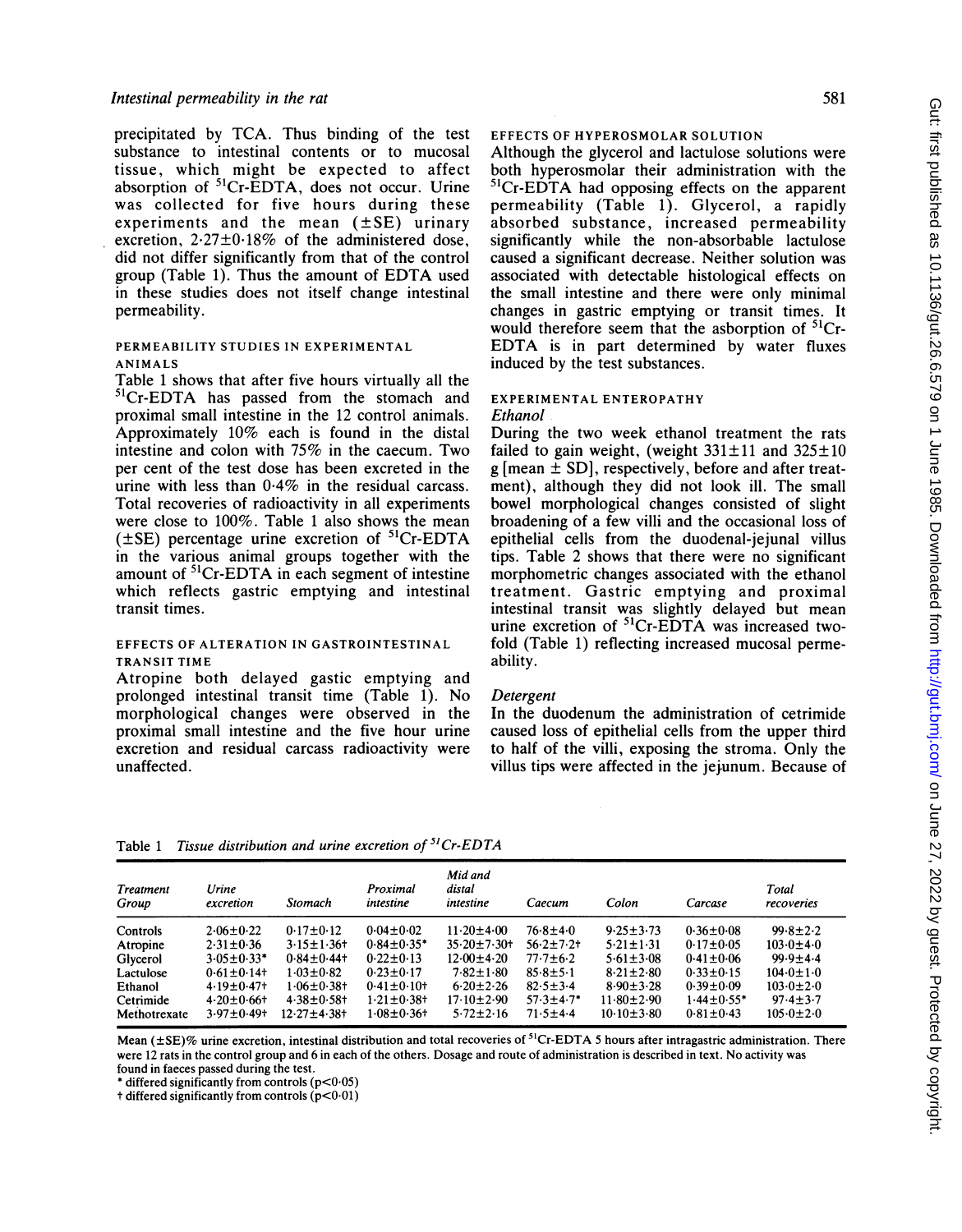precipitated by TCA. Thus binding of the test substance to intestinal contents or to mucosal tissue, which might be expected to affect absorption of $^{51}$Cr-EDTA, does not occur. Urine was collected for five hours during these experiments and the mean (±SE) urinary excretion, 2·27±0·18% of the administered dose, did not differ significantly from that of the control group (Table 1). Thus the amount of EDTA used in these studies does not itself change intestinal permeability.

### PERMEABILITY STUDIES IN EXPERIMENTAL ANIMALS

Table 1 shows that after five hours virtually all the $^{51}$Cr-EDTA has passed from the stomach and proximal small intestine in the 12 control animals. Approximately 10% each is found in the distal intestine and colon with 75% in the caecum. Two per cent of the test dose has been excreted in the urine with less than 0·4% in the residual carcass. Total recoveries of radioactivity in all experiments were close to 100%. Table 1 also shows the mean (±SE) percentage urine excretion of $^{51}$Cr-EDTA in the various animal groups together with the amount of $^{51}$Cr-EDTA in each segment of intestine which reflects gastric emptying and intestinal transit times.

### EFFECTS OF ALTERATION IN GASTROINTESTINAL TRANSIT TIME

Atropine both delayed gastic emptying and prolonged intestinal transit time (Table 1). No morphological changes were observed in the proximal small intestine and the five hour urine excretion and residual carcass radioactivity were unaffected.

### EFFECTS OF HYPEROSMOLAR SOLUTION

Although the glycerol and lactulose solutions were both hyperosmolar their administration with the $^{51}$Cr-EDTA had opposing effects on the apparent permeability (Table 1). Glycerol, a rapidly absorbed substance, increased permeability significantly while the non-absorbable lactulose caused a significant decrease. Neither solution was associated with detectable histological effects on the small intestine and there were only minimal changes in gastric emptying or transit times. It would therefore seem that the absorption of $^{51}$Cr-EDTA is in part determined by water fluxes induced by the test substances.

### EXPERIMENTAL ENTEROPATHY

*Ethanol*

During the two week ethanol treatment the rats failed to gain weight, (weight 331±11 and 325±10 g [mean ± SD], respectively, before and after treatment), although they did not look ill. The small bowel morphological changes consisted of slight broadening of a few villi and the occasional loss of epithelial cells from the duodenal-jejunal villus tips. Table 2 shows that there were no significant morphometric changes associated with the ethanol treatment. Gastric emptying and proximal intestinal transit was slightly delayed but mean urine excretion of $^{51}$Cr-EDTA was increased twofold (Table 1) reflecting increased mucosal permeability.

*Detergent*

In the duodenum the administration of cetrimide caused loss of epithelial cells from the upper third to half of the villi, exposing the stroma. Only the villus tips were affected in the jejunum. Because of

Table 1 *Tissue distribution and urine excretion of $^{51}$Cr-EDTA*

| Treatment Group | Urine excretion | Stomach | Proximal intestine | Mid and distal intestine | Caecum | Colon | Carcase | Total recoveries |
|---|---|---|---|---|---|---|---|---|
| Controls | 2·06±0·22 | 0·17±0·12 | 0·04±0·02 | 11·20±4·00 | 76·8±4·0 | 9·25±3·73 | 0·36±0·08 | 99·8±2·2 |
| Atropine | 2·31±0·36 | 3·15±1·36† | 0·84±0·35* | 35·20±7·30† | 56·2±7·2† | 5·21±1·31 | 0·17±0·05 | 103·0±4·0 |
| Glycerol | 3·05±0·33* | 0·84±0·44† | 0·22±0·13 | 12·00±4·20 | 77·7±6·2 | 5·61±3·08 | 0·41±0·06 | 99·9±4·4 |
| Lactulose | 0·61±0·14† | 1·03±0·82 | 0·23±0·17 | 7·82±1·80 | 85·8±5·1 | 8·21±2·80 | 0·33±0·15 | 104·0±1·0 |
| Ethanol | 4·19±0·47† | 1·06±0·38† | 0·41±0·10† | 6·20±2·26 | 82·5±3·4 | 8·90±3·28 | 0·39±0·09 | 103·0±2·0 |
| Cetrimide | 4·20±0·66† | 4·38±0·58† | 1·21±0·38† | 17·10±2·90 | 57·3±4·7* | 11·80±2·90 | 1·44±0·55* | 97·4±3·7 |
| Methotrexate | 3·97±0·49† | 12·27±4·38† | 1·08±0·36† | 5·72±2·16 | 71·5±4·4 | 10·10±3·80 | 0·81±0·43 | 105·0±2·0 |

Mean (±SE)% urine excretion, intestinal distribution and total recoveries of $^{51}$Cr-EDTA 5 hours after intragastric administration. There were 12 rats in the control group and 6 in each of the others. Dosage and route of administration is described in text. No activity was found in faeces passed during the test.

\* differed significantly from controls ($p<0·05$)

† differed significantly from controls ($p<0·01$)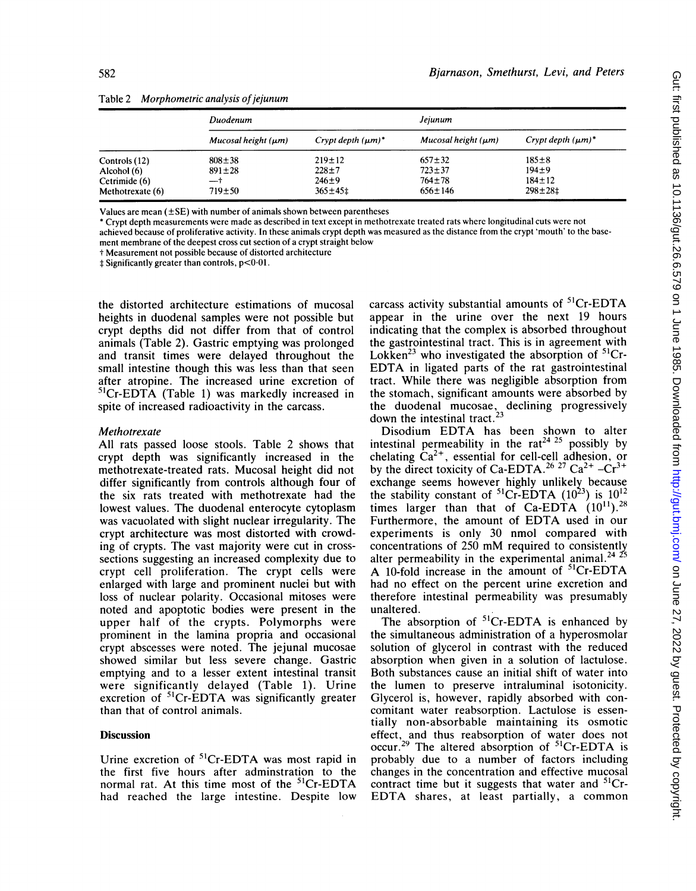Table 2 *Morphometric analysis of jejunum*

| | Duodenum | | Jejunum | |
|---|---|---|---|---|
| | *Mucosal height (μm)* | *Crypt depth (μm)** | *Mucosal height (μm)* | *Crypt depth (μm)** |
| Controls (12) | 808±38 | 219±12 | 657±32 | 185±8 |
| Alcohol (6) | 891±28 | 228±7 | 723±37 | 194±9 |
| Cetrimide (6) | —† | 246±9 | 764±78 | 184±12 |
| Methotrexate (6) | 719±50 | 365±45‡ | 656±146 | 298±28‡ |

Values are mean (±SE) with number of animals shown between parentheses

* Crypt depth measurements were made as described in text except in methotrexate treated rats where longitudinal cuts were not achieved because of proliferative activity. In these animals crypt depth was measured as the distance from the crypt 'mouth' to the basement membrane of the deepest cross cut section of a crypt straight below

† Measurement not possible because of distorted architecture

‡ Significantly greater than controls, $p<0.01$.

the distorted architecture estimations of mucosal heights in duodenal samples were not possible but crypt depths did not differ from that of control animals (Table 2). Gastric emptying was prolonged and transit times were delayed throughout the small intestine though this was less than that seen after atropine. The increased urine excretion of $^{51}$Cr-EDTA (Table 1) was markedly increased in spite of increased radioactivity in the carcass.

### Methotrexate

All rats passed loose stools. Table 2 shows that crypt depth was significantly increased in the methotrexate-treated rats. Mucosal height did not differ significantly from controls although four of the six rats treated with methotrexate had the lowest values. The duodenal enterocyte cytoplasm was vacuolated with slight nuclear irregularity. The crypt architecture was most distorted with crowding of crypts. The vast majority were cut in cross-sections suggesting an increased complexity due to crypt cell proliferation. The crypt cells were enlarged with large and prominent nuclei but with loss of nuclear polarity. Occasional mitoses were noted and apoptotic bodies were present in the upper half of the crypts. Polymorphs were prominent in the lamina propria and occasional crypt abscesses were noted. The jejunal mucosae showed similar but less severe change. Gastric emptying and to a lesser extent intestinal transit were significantly delayed (Table 1). Urine excretion of $^{51}$Cr-EDTA was significantly greater than that of control animals.

## Discussion

Urine excretion of $^{51}$Cr-EDTA was most rapid in the first five hours after adminstration to the normal rat. At this time most of the $^{51}$Cr-EDTA had reached the large intestine. Despite low carcass activity substantial amounts of $^{51}$Cr-EDTA appear in the urine over the next 19 hours indicating that the complex is absorbed throughout the gastrointestinal tract. This is in agreement with Lokken[23] who investigated the absorption of $^{51}$Cr-EDTA in ligated parts of the rat gastrointestinal tract. While there was negligible absorption from the stomach, significant amounts were absorbed by the duodenal mucosae, declining progressively down the intestinal tract.[23]

Disodium EDTA has been shown to alter intestinal permeability in the rat[24 25] possibly by chelating $Ca^{2+}$, essential for cell-cell adhesion, or by the direct toxicity of Ca-EDTA.[26 27] $Ca^{2+}$ –$Cr^{3+}$ exchange seems however highly unlikely because the stability constant of $^{51}$Cr-EDTA ($10^{23}$) is $10^{12}$ times larger than that of Ca-EDTA ($10^{11}$).[28] Furthermore, the amount of EDTA used in our experiments is only 30 nmol compared with concentrations of 250 mM required to consistently alter permeability in the experimental animal.[24 25] A 10-fold increase in the amount of $^{51}$Cr-EDTA had no effect on the percent urine excretion and therefore intestinal permeability was presumably unaltered.

The absorption of $^{51}$Cr-EDTA is enhanced by the simultaneous administration of a hyperosmolar solution of glycerol in contrast with the reduced absorption when given in a solution of lactulose. Both substances cause an initial shift of water into the lumen to preserve intraluminal isotonicity. Glycerol is, however, rapidly absorbed with concomitant water reabsorption. Lactulose is essentially non-absorbable maintaining its osmotic effect, and thus reabsorption of water does not occur.[29] The altered absorption of $^{51}$Cr-EDTA is probably due to a number of factors including changes in the concentration and effective mucosal contract time but it suggests that water and $^{51}$Cr-EDTA shares, at least partially, a common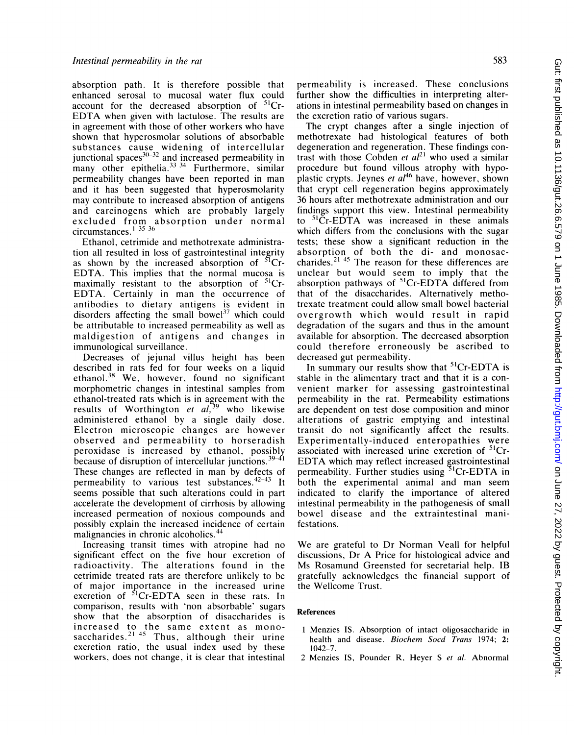absorption path. It is therefore possible that enhanced serosal to mucosal water flux could account for the decreased absorption of $^{51}$Cr-EDTA when given with lactulose. The results are in agreement with those of other workers who have shown that hyperosmolar solutions of absorbable substances cause widening of intercellular junctional spaces[30-32] and increased permeability in many other epithelia.[33 34] Furthermore, similar permeability changes have been reported in man and it has been suggested that hyperosmolarity may contribute to increased absorption of antigens and carcinogens which are probably largely excluded from absorption under normal circumstances.[1 35 36]

Ethanol, cetrimide and methotrexate administration all resulted in loss of gastrointestinal integrity as shown by the increased absorption of $^{51}$Cr-EDTA. This implies that the normal mucosa is maximally resistant to the absorption of $^{51}$Cr-EDTA. Certainly in man the occurrence of antibodies to dietary antigens is evident in disorders affecting the small bowel[37] which could be attributable to increased permeability as well as maldigestion of antigens and changes in immunological surveillance.

Decreases of jejunal villus height has been described in rats fed for four weeks on a liquid ethanol.[38] We, however, found no significant morphometric changes in intestinal samples from ethanol-treated rats which is in agreement with the results of Worthington *et al*,[39] who likewise administered ethanol by a single daily dose. Electron microscopic changes are however observed and permeability to horseradish peroxidase is increased by ethanol, possibly because of disruption of intercellular junctions.[39-41] These changes are reflected in man by defects of permeability to various test substances.[42-43] It seems possible that such alterations could in part accelerate the development of cirrhosis by allowing increased permeation of noxious compounds and possibly explain the increased incidence of certain malignancies in chronic alcoholics.[44]

Increasing transit times with atropine had no significant effect on the five hour excretion of radioactivity. The alterations found in the cetrimide treated rats are therefore unlikely to be of major importance in the increased urine excretion of $^{51}$Cr-EDTA seen in these rats. In comparison, results with 'non absorbable' sugars show that the absorption of disaccharides is increased to the same extent as monosaccharides.[21 45] Thus, although their urine excretion ratio, the usual index used by these workers, does not change, it is clear that intestinal permeability is increased. These conclusions further show the difficulties in interpreting alterations in intestinal permeability based on changes in the excretion ratio of various sugars.

The crypt changes after a single injection of methotrexate had histological features of both degeneration and regeneration. These findings contrast with those Cobden *et al*[21] who used a similar procedure but found villous atrophy with hypoplastic crypts. Jeynes *et al*[46] have, however, shown that crypt cell regeneration begins approximately 36 hours after methotrexate administration and our findings support this view. Intestinal permeability to $^{51}$Cr-EDTA was increased in these animals which differs from the conclusions with the sugar tests; these show a significant reduction in the absorption of both the di- and monosaccharides.[21 45] The reason for these differences are unclear but would seem to imply that the absorption pathways of $^{51}$Cr-EDTA differed from that of the disaccharides. Alternatively methotrexate treatment could allow small bowel bacterial overgrowth which would result in rapid degradation of the sugars and thus in the amount available for absorption. The decreased absorption could therefore erroneously be ascribed to decreased gut permeability.

In summary our results show that $^{51}$Cr-EDTA is stable in the alimentary tract and that it is a convenient marker for assessing gastrointestinal permeability in the rat. Permeability estimations are dependent on test dose composition and minor alterations of gastric emptying and intestinal transit do not significantly affect the results. Experimentally-induced enteropathies were associated with increased urine excretion of $^{51}$Cr-EDTA which may reflect increased gastrointestinal permeability. Further studies using $^{51}$Cr-EDTA in both the experimental animal and man seem indicated to clarify the importance of altered intestinal permeability in the pathogenesis of small bowel disease and the extraintestinal manifestations.

We are grateful to Dr Norman Veall for helpful discussions, Dr A Price for histological advice and Ms Rosamund Greensted for secretarial help. IB gratefully acknowledges the financial support of the Wellcome Trust.

## References

1 Menzies IS. Absorption of intact oligosaccharide in health and disease. *Biochem Socd Trans* 1974; **2:** 1042–7.

2 Menzies IS, Pounder R, Heyer S *et al.* Abnormal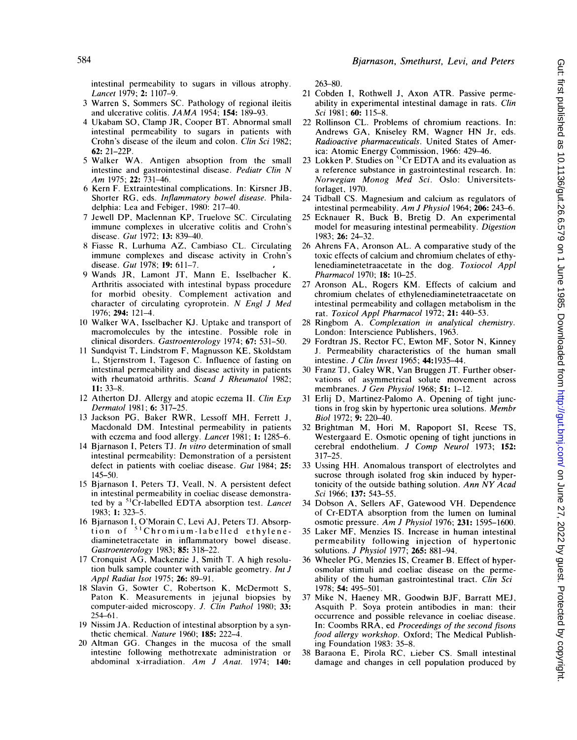intestinal permeability to sugars in villous atrophy. *Lancet* 1979; **2:** 1107–9.

3 Warren S, Sommers SC. Pathology of regional ileitis and ulcerative colitis. *JAMA* 1954; **154:** 189–93.

4 Ukabam SO, Clamp JR, Cooper BT. Abnormal small intestinal permeability to sugars in patients with Crohn's disease of the ileum and colon. *Clin Sci* 1982; **62:** 21–22P.

5 Walker WA. Antigen absoption from the small intestine and gastrointestinal disease. *Pediatr Clin N Am* 1975; **22:** 731–46.

6 Kern F. Extraintestinal complications. In: Kirsner JB, Shorter RG, eds. *Inflammatory bowel disease.* Philadelphia: Lea and Febiger, 1980: 217–40.

7 Jewell DP, Maclennan KP, Truelove SC. Circulating immune complexes in ulcerative colitis and Crohn's disease. *Gut* 1972; **13:** 839–40.

8 Fiasse R, Lurhuma AZ, Cambiaso CL. Circulating immune complexes and disease activity in Crohn's disease. *Gut* 1978; **19:** 611–7.

9 Wands JR, Lamont JT, Mann E, Isselbacher K. Arthritis associated with intestinal bypass procedure for morbid obesity. Complement activation and character of circulating cyroprotein. *N Engl J Med* 1976; **294:** 121–4.

10 Walker WA, Isselbacher KJ. Uptake and transport of macromolecules by the intestine. Possible role in clinical disorders. *Gastroenterology* 1974; **67:** 531–50.

11 Sundqvist T, Lindstrom F, Magnusson KE, Skoldstam L, Stjernstrom I, Tageson C. Influence of fasting on intestinal permeability and disease activity in patients with rheumatoid arthritis. *Scand J Rheumatol* 1982; **11:** 33–8.

12 Atherton DJ. Allergy and atopic eczema II. *Clin Exp Dermatol* 1981; **6:** 317–25.

13 Jackson PG, Baker RWR, Lessoff MH, Ferrett J, Macdonald DM. Intestinal permeability in patients with eczema and food allergy. *Lancet* 1981; **1:** 1285–6.

14 Bjarnason I, Peters TJ. *In vitro* determination of small intestinal permeability: Demonstration of a persistent defect in patients with coeliac disease. *Gut* 1984; **25:** 145–50.

15 Bjarnason I, Peters TJ, Veall, N. A persistent defect in intestinal permeability in coeliac disease demonstrated by a $^{51}$Cr-labelled EDTA absorption test. *Lancet* 1983; **1:** 323–5.

16 Bjarnason I, O'Morain C, Levi AJ, Peters TJ. Absorption of $^{51}$Chromium-labelled ethylenediaminetetracetate in inflammatory bowel disease. *Gastroenterology* 1983; **85:** 318–22.

17 Cronquist AG, Mackenzie J, Smith T. A high resolution bulk sample counter with variable geometry. *Int J Appl Radiat Isot* 1975; **26:** 89–91.

18 Slavin G, Sowter C, Robertson K, McDermott S, Paton K. Measurements in jejunal biopsies by computer-aided microscopy. *J. Clin Pathol* 1980; **33:** 254–61.

19 Nissim JA. Reduction of intestinal absorption by a synthetic chemical. *Nature* 1960; **185:** 222–4.

20 Altman GG. Changes in the mucosa of the small intestine following methotrexate administration or abdominal x-irradiation. *Am J Anat.* 1974; **140:** 263–80.

21 Cobden I, Rothwell J, Axon ATR. Passive permeability in experimental intestinal damage in rats. *Clin Sci* 1981; **60:** 115–8.

22 Rollinson CL. Problems of chromium reactions. In: Andrews GA, Kniseley RM, Wagner HN Jr, eds. *Radioactive pharmaceuticals.* United States of America: Atomic Energy Commission, 1966: 429–46.

23 Lokken P. Studies on $^{51}$Cr EDTA and its evaluation as a reference substance in gastrointestinal research. In: *Norwegian Monog Med Sci.* Oslo: Universitetsforlaget, 1970.

24 Tidball CS. Magnesium and calcium as regulators of intestinal permeability. *Am J Physiol* 1964; **206:** 243–6.

25 Ecknauer R, Buck B, Bretig D. An experimental model for measuring intestinal permeability. *Digestion* 1983; **26:** 24–32.

26 Ahrens FA, Aronson AL. A comparative study of the toxic effects of calcium and chromium chelates of ethylenediaminetetraacetate in the dog. *Toxicol Appl Pharmacol* 1970; **18:** 10–25.

27 Aronson AL, Rogers KM. Effects of calcium and chromium chelates of ethylenediaminetetraacetate on intestinal permeability and collagen metabolism in the rat. *Toxicol Appl Pharmacol* 1972; **21:** 440–53.

28 Ringbom A. *Complexation in analytical chemistry.* London: Interscience Publishers, 1963.

29 Fordtran JS, Rector FC, Ewton MF, Sotor N, Kinney J. Permeability characteristics of the human small intestine. *J Clin Invest* 1965; **44:**1935–44.

30 Franz TJ, Galey WR, Van Bruggen JT. Further observations of asymmetrical solute movement across membranes. *J Gen Physiol* 1968; **51:** 1–12.

31 Erlij D, Martinez-Palomo A. Opening of tight junctions in frog skin by hypertonic urea solutions. *Membr Biol* 1972; **9:** 220–40.

32 Brightman M, Hori M, Rapoport SI, Reese TS, Westergaard E. Osmotic opening of tight junctions in cerebral endothelium. *J Comp Neurol* 1973; **152:** 317–25.

33 Ussing HH. Anomalous transport of electrolytes and sucrose through isolated frog skin induced by hypertonicity of the outside bathing solution. *Ann NY Acad Sci* 1966; **137:** 543–55.

34 Dobson A, Sellers AF, Gatewood VH. Dependence of Cr-EDTA absorption from the lumen on luminal osmotic pressure. *Am J Physiol* 1976; **231:** 1595–1600.

35 Laker MF, Menzies IS. Increase in human intestinal permeability following injection of hypertonic solutions. *J Physiol* 1977; **265:** 881–94.

36 Wheeler PG, Menzies IS, Creamer B. Effect of hyperosmolar stimuli and coeliac disease on the permeability of the human gastrointestinal tract. *Clin Sci* 1978; **54:** 495–501.

37 Mike N, Haeney MR, Goodwin BJF, Barratt MEJ, Asquith P. Soya protein antibodies in man: their occurrence and possible relevance in coeliac disease. In: Coombs RRA, ed *Proceedings of the second fisons food allergy workshop.* Oxford; The Medical Publishing Foundation 1983: 35–8.

38 Baraona E, Pirola RC, Lieber CS. Small intestinal damage and changes in cell population produced by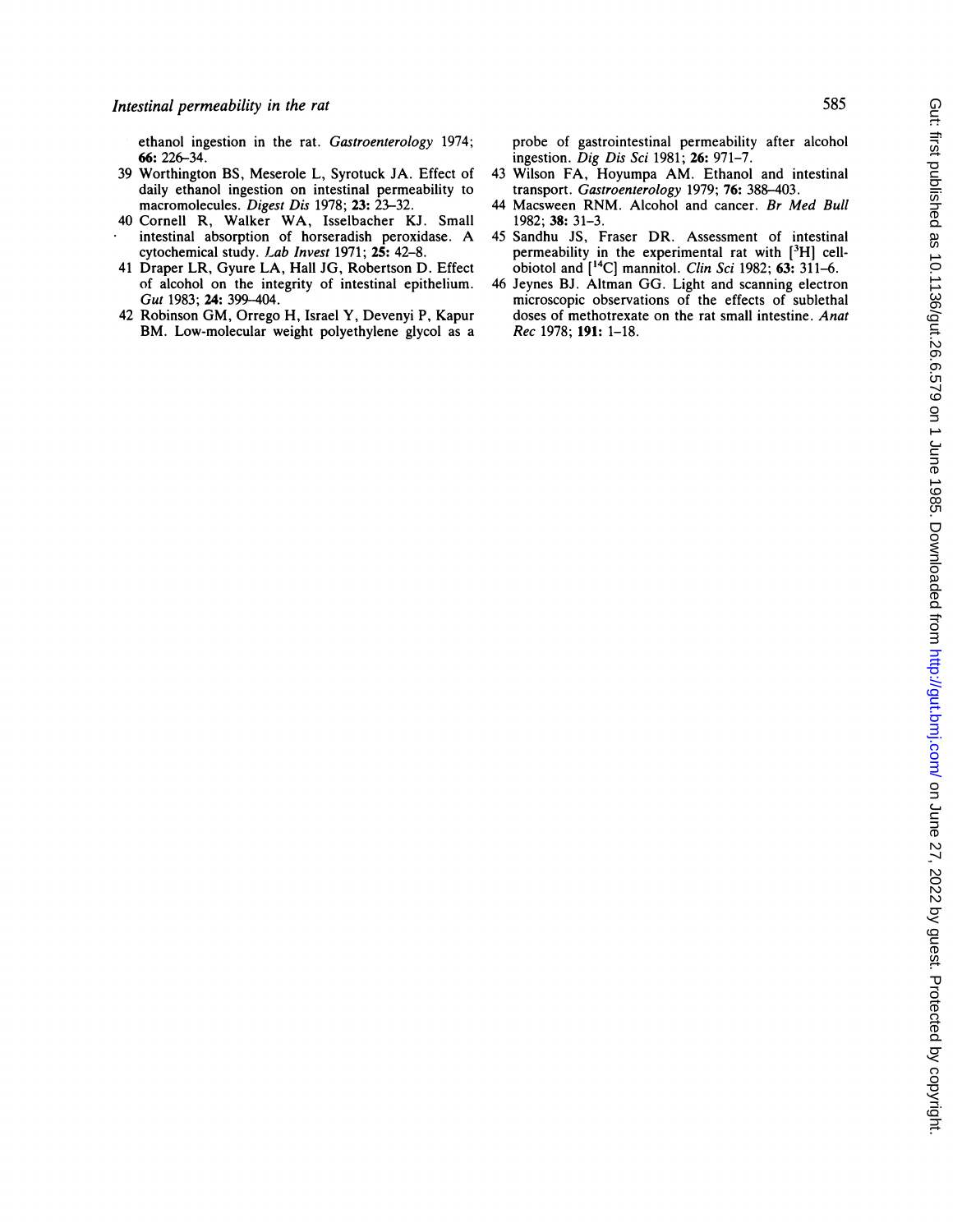ethanol ingestion in the rat. *Gastroenterology* 1974; **66:** 226–34.

39 Worthington BS, Meserole L, Syrotuck JA. Effect of daily ethanol ingestion on intestinal permeability to macromolecules. *Digest Dis* 1978; **23:** 23–32.

40 Cornell R, Walker WA, Isselbacher KJ. Small intestinal absorption of horseradish peroxidase. A cytochemical study. *Lab Invest* 1971; **25:** 42–8.

41 Draper LR, Gyure LA, Hall JG, Robertson D. Effect of alcohol on the integrity of intestinal epithelium. *Gut* 1983; **24:** 399–404.

42 Robinson GM, Orrego H, Israel Y, Devenyi P, Kapur BM. Low-molecular weight polyethylene glycol as a probe of gastrointestinal permeability after alcohol ingestion. *Dig Dis Sci* 1981; **26:** 971–7.

43 Wilson FA, Hoyumpa AM. Ethanol and intestinal transport. *Gastroenterology* 1979; **76:** 388–403.

44 Macsween RNM. Alcohol and cancer. *Br Med Bull* 1982; **38:** 31–3.

45 Sandhu JS, Fraser DR. Assessment of intestinal permeability in the experimental rat with [$^{3}$H] cellobiotol and [$^{14}$C] mannitol. *Clin Sci* 1982; **63:** 311–6.

46 Jeynes BJ. Altman GG. Light and scanning electron microscopic observations of the effects of sublethal doses of methotrexate on the rat small intestine. *Anat Rec* 1978; **191:** 1–18.